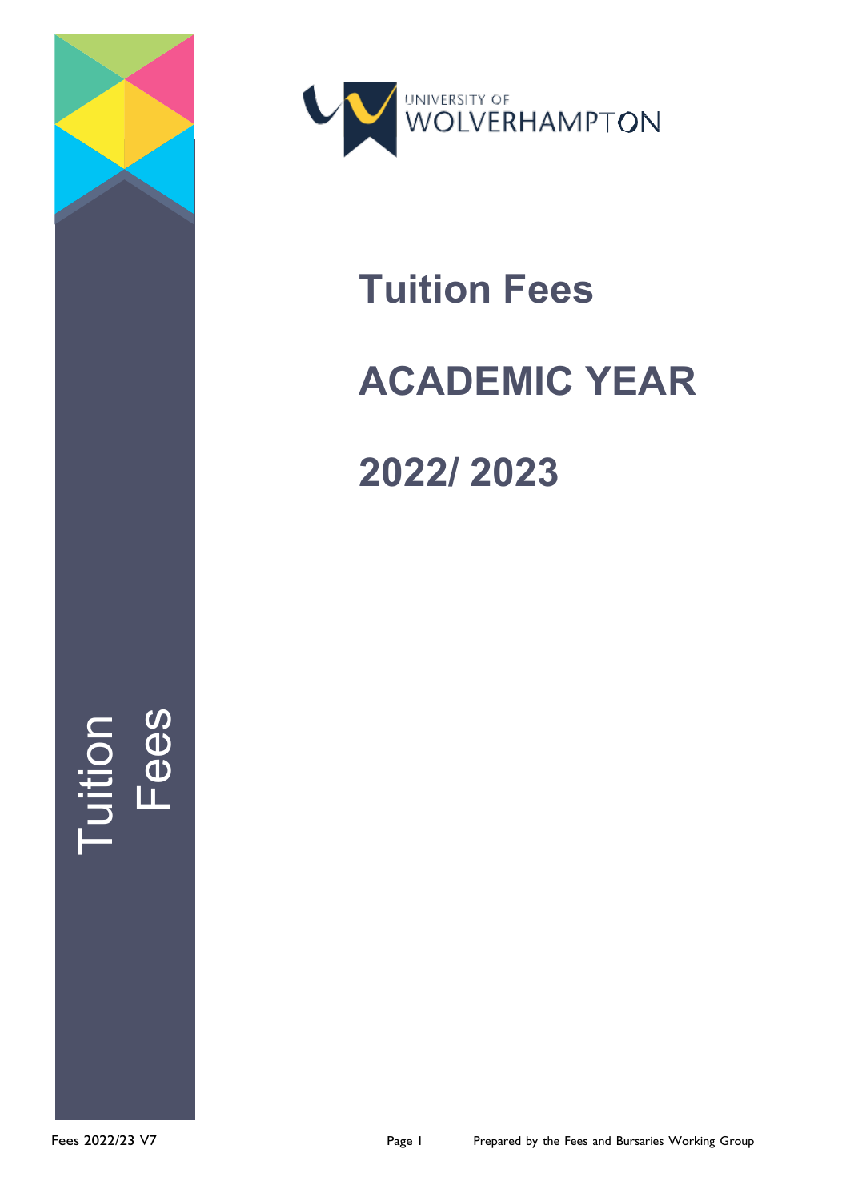UNIVERSITY OF WOLVERHAMPTON

# Tuition Fees

# ACADEMIC YEAR

# 2022/ 2023

Tuition Fees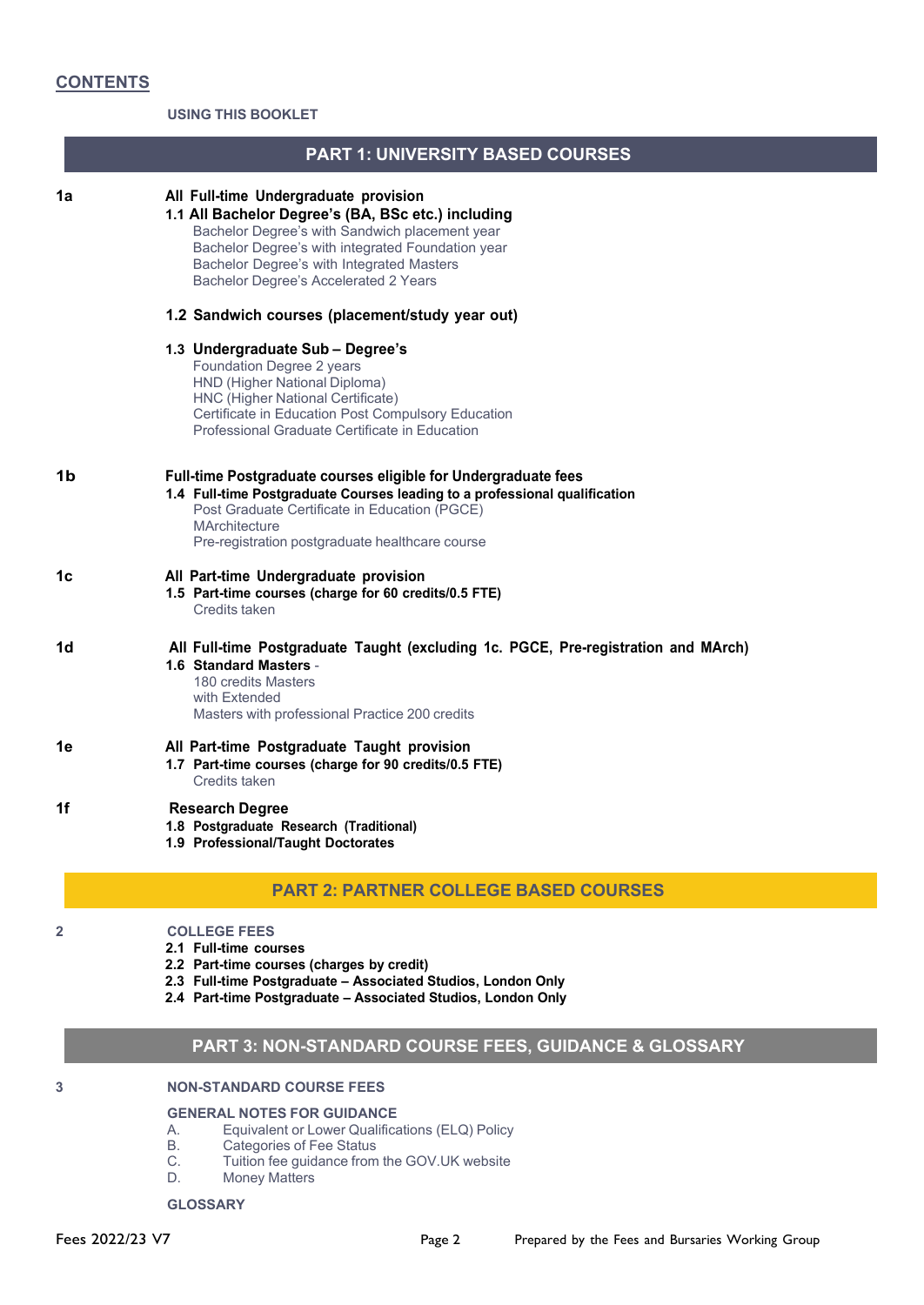## CONTENTS

**USING THIS BOOKLET**

## PART 1: UNIVERSITY BASED COURSES

**1a** **All Full-time Undergraduate provision**

**1.1 All Bachelor Degree's (BA, BSc etc.) including**
- Bachelor Degree's with Sandwich placement year
- Bachelor Degree's with integrated Foundation year
- Bachelor Degree's with Integrated Masters
- Bachelor Degree's Accelerated 2 Years

**1.2 Sandwich courses (placement/study year out)**

**1.3 Undergraduate Sub – Degree's**
- Foundation Degree 2 years
- HND (Higher National Diploma)
- HNC (Higher National Certificate)
- Certificate in Education Post Compulsory Education
- Professional Graduate Certificate in Education

**1b** **Full-time Postgraduate courses eligible for Undergraduate fees**

**1.4 Full-time Postgraduate Courses leading to a professional qualification**
- Post Graduate Certificate in Education (PGCE)
- MArchitecture
- Pre-registration postgraduate healthcare course

**1c** **All Part-time Undergraduate provision**

**1.5 Part-time courses (charge for 60 credits/0.5 FTE)**
- Credits taken

**1d** **All Full-time Postgraduate Taught (excluding 1c. PGCE, Pre-registration and MArch)**

**1.6 Standard Masters** -
- 180 credits Masters
- with Extended
- Masters with professional Practice 200 credits

**1e** **All Part-time Postgraduate Taught provision**

**1.7 Part-time courses (charge for 90 credits/0.5 FTE)**
- Credits taken

**1f** **Research Degree**

**1.8 Postgraduate Research (Traditional)**

**1.9 Professional/Taught Doctorates**

## PART 2: PARTNER COLLEGE BASED COURSES

**2** **COLLEGE FEES**

**2.1 Full-time courses**

**2.2 Part-time courses (charges by credit)**

**2.3 Full-time Postgraduate – Associated Studios, London Only**

**2.4 Part-time Postgraduate – Associated Studios, London Only**

## PART 3: NON-STANDARD COURSE FEES, GUIDANCE & GLOSSARY

**3** **NON-STANDARD COURSE FEES**

**GENERAL NOTES FOR GUIDANCE**

A. Equivalent or Lower Qualifications (ELQ) Policy
B. Categories of Fee Status
C. Tuition fee guidance from the GOV.UK website
D. Money Matters

**GLOSSARY**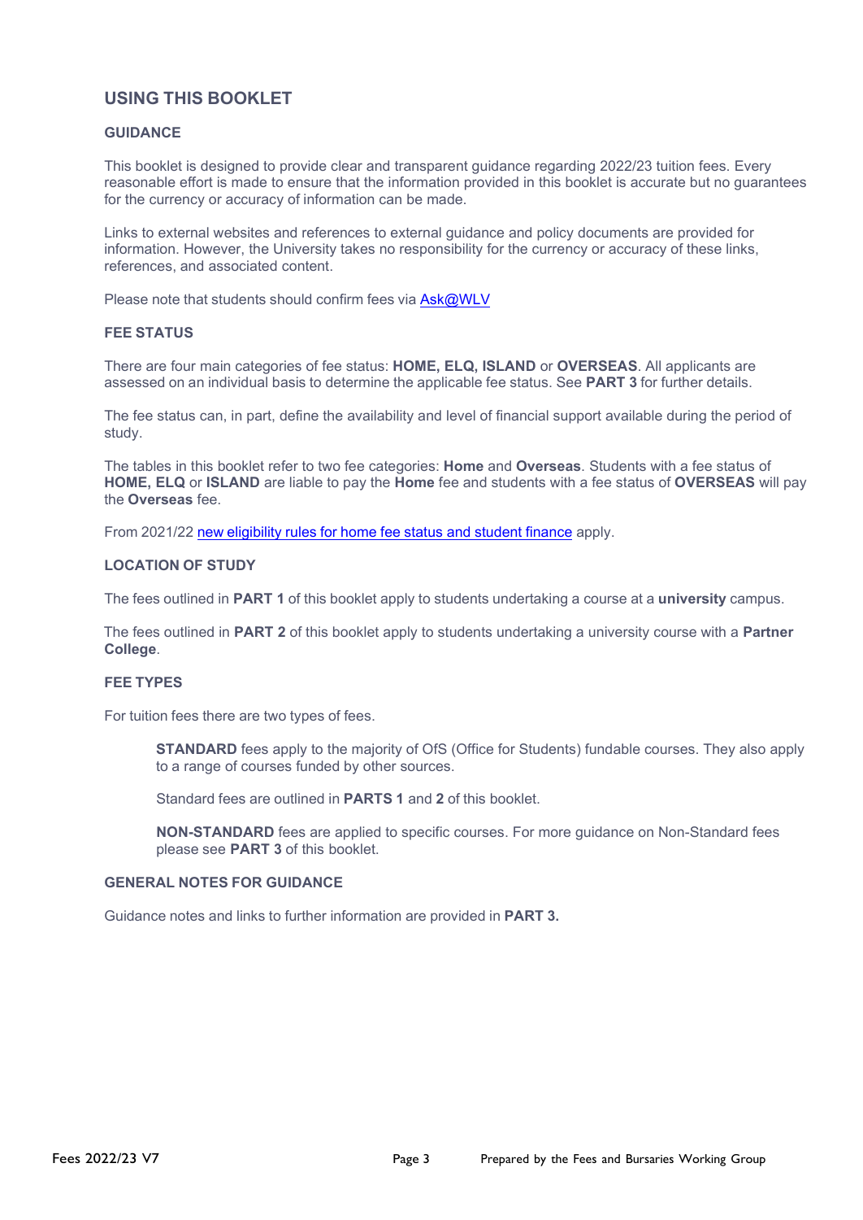## USING THIS BOOKLET

### GUIDANCE

This booklet is designed to provide clear and transparent guidance regarding 2022/23 tuition fees. Every reasonable effort is made to ensure that the information provided in this booklet is accurate but no guarantees for the currency or accuracy of information can be made.

Links to external websites and references to external guidance and policy documents are provided for information. However, the University takes no responsibility for the currency or accuracy of these links, references, and associated content.

Please note that students should confirm fees via Ask@WLV

### FEE STATUS

There are four main categories of fee status: **HOME, ELQ, ISLAND** or **OVERSEAS**. All applicants are assessed on an individual basis to determine the applicable fee status. See **PART 3** for further details.

The fee status can, in part, define the availability and level of financial support available during the period of study.

The tables in this booklet refer to two fee categories: **Home** and **Overseas**. Students with a fee status of **HOME, ELQ** or **ISLAND** are liable to pay the **Home** fee and students with a fee status of **OVERSEAS** will pay the **Overseas** fee.

From 2021/22 new eligibility rules for home fee status and student finance apply.

### LOCATION OF STUDY

The fees outlined in **PART 1** of this booklet apply to students undertaking a course at a **university** campus.

The fees outlined in **PART 2** of this booklet apply to students undertaking a university course with a **Partner College**.

### FEE TYPES

For tuition fees there are two types of fees.

> **STANDARD** fees apply to the majority of OfS (Office for Students) fundable courses. They also apply to a range of courses funded by other sources.
>
> Standard fees are outlined in **PARTS 1** and **2** of this booklet.
>
> **NON-STANDARD** fees are applied to specific courses. For more guidance on Non-Standard fees please see **PART 3** of this booklet.

### GENERAL NOTES FOR GUIDANCE

Guidance notes and links to further information are provided in **PART 3.**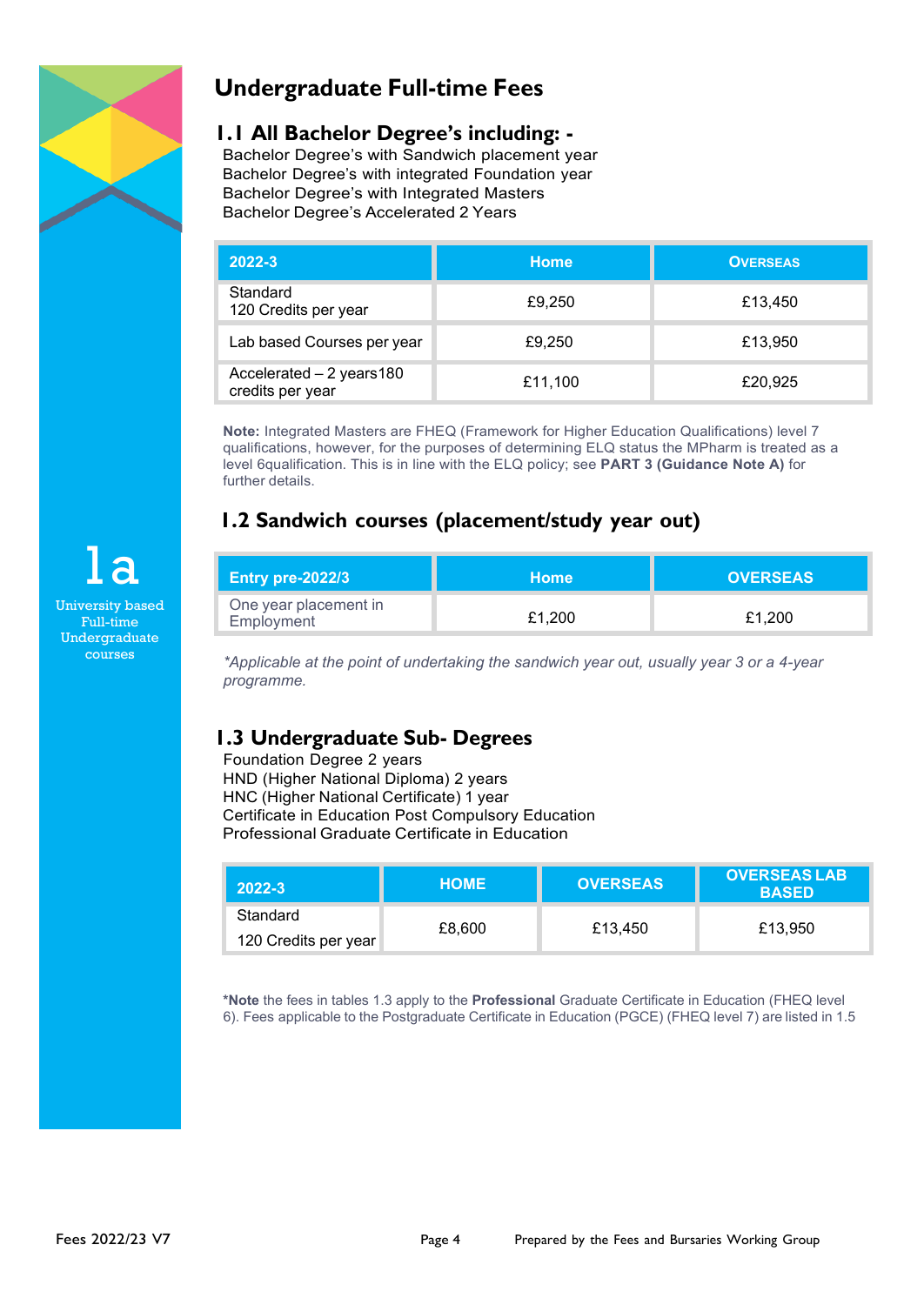# Undergraduate Full-time Fees

## 1.1 All Bachelor Degree's including: -

Bachelor Degree's with Sandwich placement year
Bachelor Degree's with integrated Foundation year
Bachelor Degree's with Integrated Masters
Bachelor Degree's Accelerated 2 Years

| 2022-3 | Home | OVERSEAS |
|---|---|---|
| Standard 120 Credits per year | £9,250 | £13,450 |
| Lab based Courses per year | £9,250 | £13,950 |
| Accelerated – 2 years180 credits per year | £11,100 | £20,925 |

**Note:** Integrated Masters are FHEQ (Framework for Higher Education Qualifications) level 7 qualifications, however, for the purposes of determining ELQ status the MPharm is treated as a level 6qualification. This is in line with the ELQ policy; see **PART 3 (Guidance Note A)** for further details.

## 1.2 Sandwich courses (placement/study year out)

| Entry pre-2022/3 | Home | OVERSEAS |
|---|---|---|
| One year placement in Employment | £1,200 | £1,200 |

*\*Applicable at the point of undertaking the sandwich year out, usually year 3 or a 4-year programme.*

## 1.3 Undergraduate Sub- Degrees

Foundation Degree 2 years
HND (Higher National Diploma) 2 years
HNC (Higher National Certificate) 1 year
Certificate in Education Post Compulsory Education
Professional Graduate Certificate in Education

| 2022-3 | HOME | OVERSEAS | OVERSEAS LAB BASED |
|---|---|---|---|
| Standard 120 Credits per year | £8,600 | £13,450 | £13,950 |

\***Note** the fees in tables 1.3 apply to the **Professional** Graduate Certificate in Education (FHEQ level 6). Fees applicable to the Postgraduate Certificate in Education (PGCE) (FHEQ level 7) are listed in 1.5

1a
University based Full-time Undergraduate courses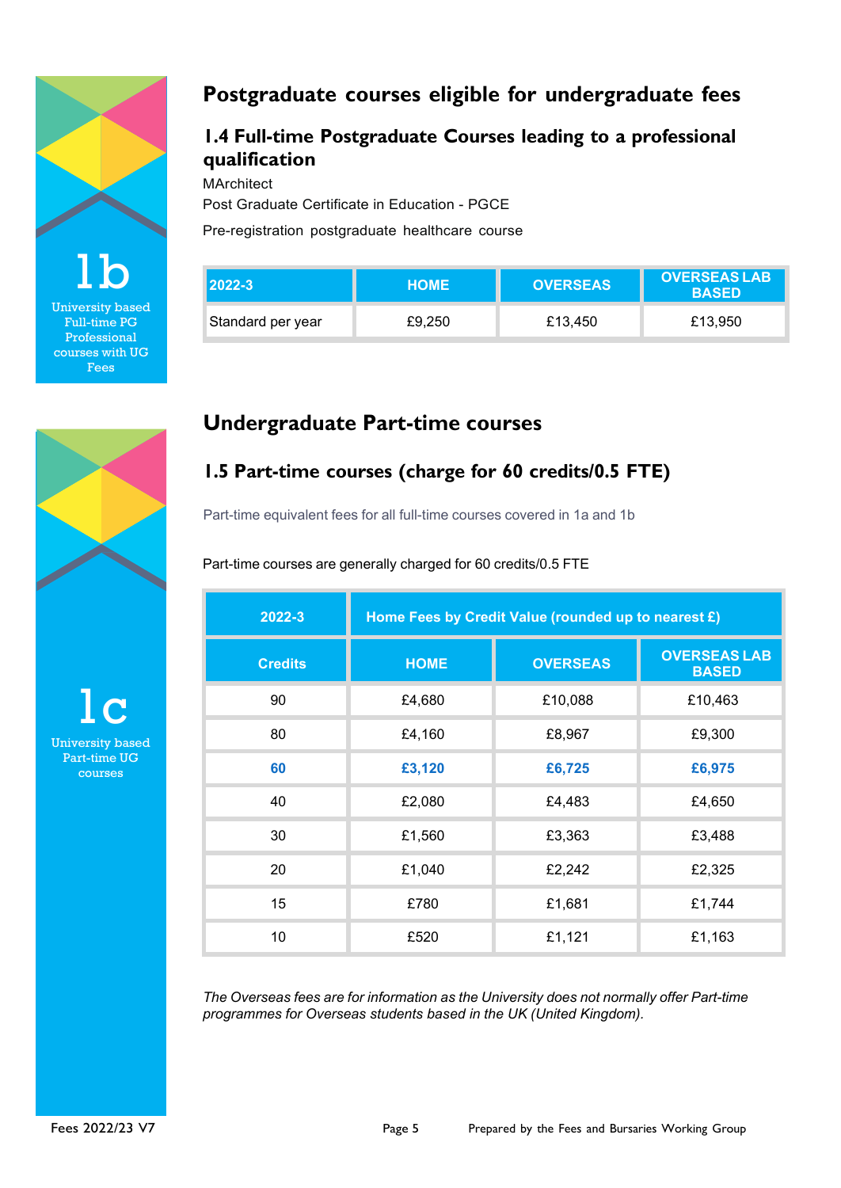1b

University based Full-time PG Professional courses with UG Fees

## Postgraduate courses eligible for undergraduate fees

### 1.4 Full-time Postgraduate Courses leading to a professional qualification

MArchitect

Post Graduate Certificate in Education - PGCE

Pre-registration postgraduate healthcare course

| 2022-3 | HOME | OVERSEAS | OVERSEAS LAB BASED |
|---|---|---|---|
| Standard per year | £9,250 | £13,450 | £13,950 |

1c

University based Part-time UG courses

## Undergraduate Part-time courses

### 1.5 Part-time courses (charge for 60 credits/0.5 FTE)

Part-time equivalent fees for all full-time courses covered in 1a and 1b

Part-time courses are generally charged for 60 credits/0.5 FTE

| 2022-3 | Home Fees by Credit Value (rounded up to nearest £) | | |
|---|---|---|---|
| **Credits** | **HOME** | **OVERSEAS** | **OVERSEAS LAB BASED** |
| 90 | £4,680 | £10,088 | £10,463 |
| 80 | £4,160 | £8,967 | £9,300 |
| **60** | **£3,120** | **£6,725** | **£6,975** |
| 40 | £2,080 | £4,483 | £4,650 |
| 30 | £1,560 | £3,363 | £3,488 |
| 20 | £1,040 | £2,242 | £2,325 |
| 15 | £780 | £1,681 | £1,744 |
| 10 | £520 | £1,121 | £1,163 |

*The Overseas fees are for information as the University does not normally offer Part-time programmes for Overseas students based in the UK (United Kingdom).*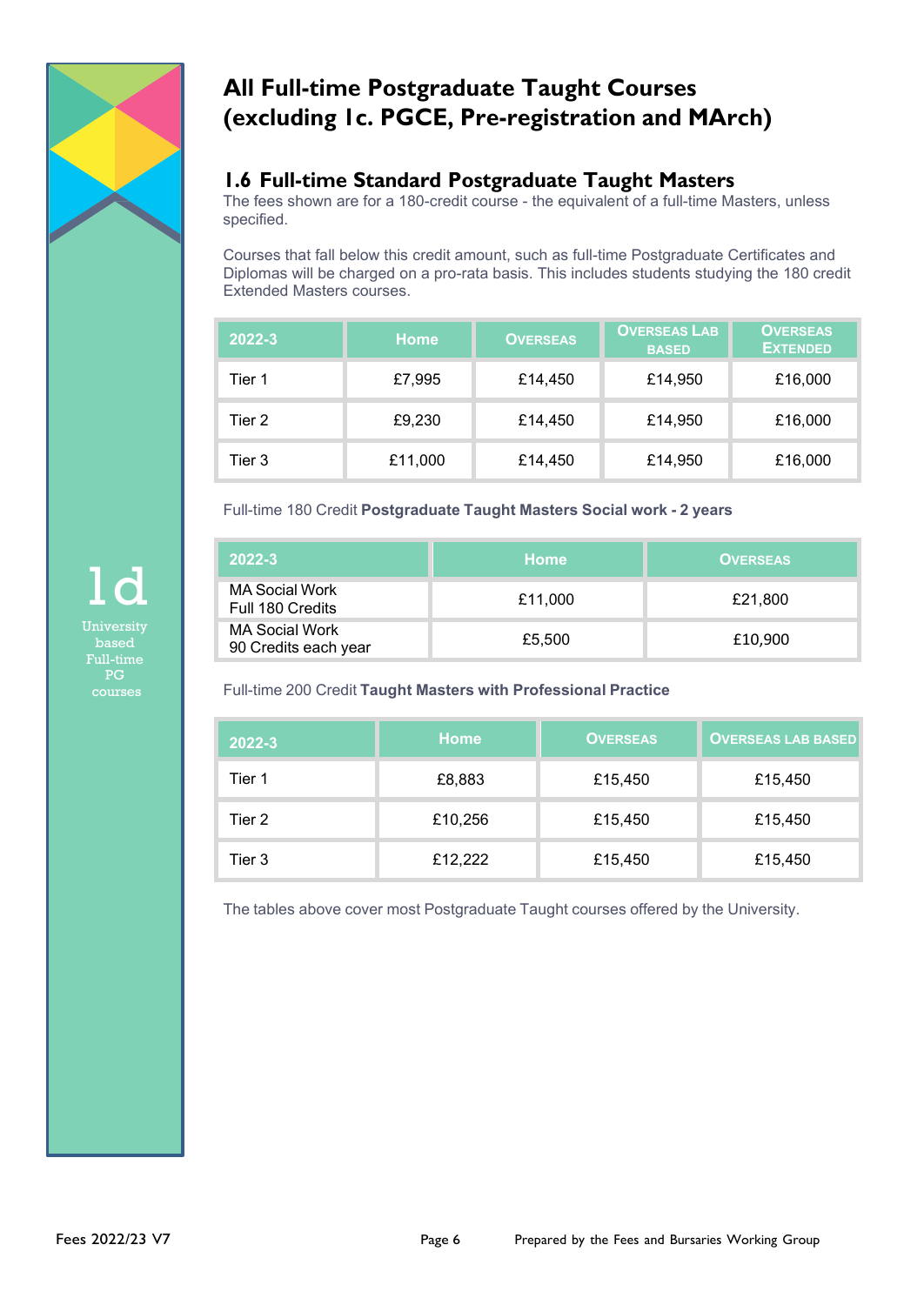1d University based Full-time PG courses

# All Full-time Postgraduate Taught Courses (excluding 1c. PGCE, Pre-registration and MArch)

## 1.6 Full-time Standard Postgraduate Taught Masters

The fees shown are for a 180-credit course - the equivalent of a full-time Masters, unless specified.

Courses that fall below this credit amount, such as full-time Postgraduate Certificates and Diplomas will be charged on a pro-rata basis. This includes students studying the 180 credit Extended Masters courses.

| 2022-3 | Home | Overseas | Overseas Lab Based | Overseas Extended |
|---|---|---|---|---|
| Tier 1 | £7,995 | £14,450 | £14,950 | £16,000 |
| Tier 2 | £9,230 | £14,450 | £14,950 | £16,000 |
| Tier 3 | £11,000 | £14,450 | £14,950 | £16,000 |

Full-time 180 Credit **Postgraduate Taught Masters Social work - 2 years**

| 2022-3 | Home | Overseas |
|---|---|---|
| MA Social Work Full 180 Credits | £11,000 | £21,800 |
| MA Social Work 90 Credits each year | £5,500 | £10,900 |

Full-time 200 Credit **Taught Masters with Professional Practice**

| 2022-3 | Home | Overseas | Overseas Lab Based |
|---|---|---|---|
| Tier 1 | £8,883 | £15,450 | £15,450 |
| Tier 2 | £10,256 | £15,450 | £15,450 |
| Tier 3 | £12,222 | £15,450 | £15,450 |

The tables above cover most Postgraduate Taught courses offered by the University.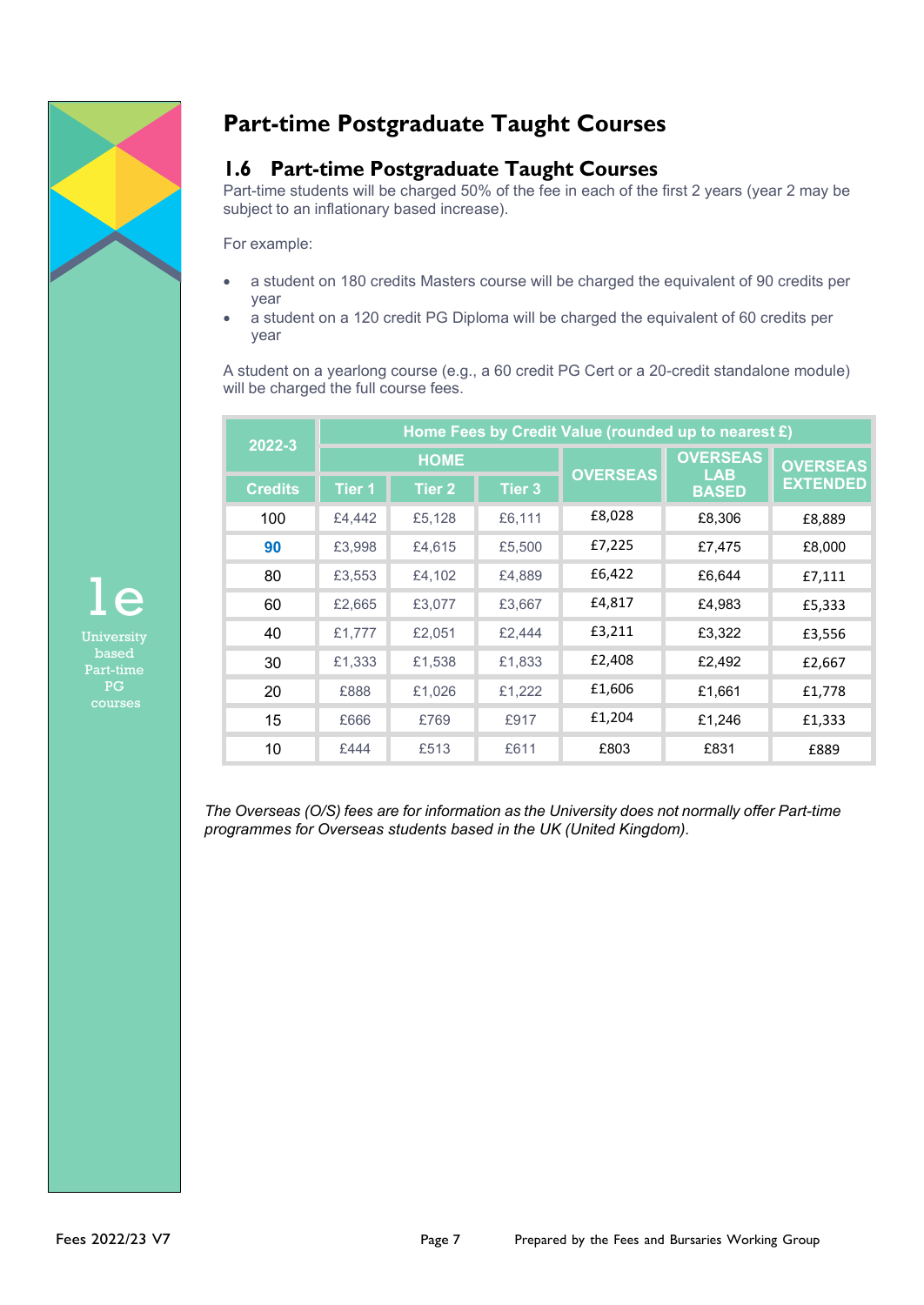# Part-time Postgraduate Taught Courses

## 1.6 Part-time Postgraduate Taught Courses

Part-time students will be charged 50% of the fee in each of the first 2 years (year 2 may be subject to an inflationary based increase).

For example:

- a student on 180 credits Masters course will be charged the equivalent of 90 credits per year
- a student on a 120 credit PG Diploma will be charged the equivalent of 60 credits per year

A student on a yearlong course (e.g., a 60 credit PG Cert or a 20-credit standalone module) will be charged the full course fees.

| 2022-3 | Home Fees by Credit Value (rounded up to nearest £) | | | | | |
|---|---|---|---|---|---|---|
| | HOME | | | OVERSEAS | OVERSEAS LAB BASED | OVERSEAS EXTENDED |
| Credits | Tier 1 | Tier 2 | Tier 3 | | | |
| 100 | £4,442 | £5,128 | £6,111 | £8,028 | £8,306 | £8,889 |
| 90 | £3,998 | £4,615 | £5,500 | £7,225 | £7,475 | £8,000 |
| 80 | £3,553 | £4,102 | £4,889 | £6,422 | £6,644 | £7,111 |
| 60 | £2,665 | £3,077 | £3,667 | £4,817 | £4,983 | £5,333 |
| 40 | £1,777 | £2,051 | £2,444 | £3,211 | £3,322 | £3,556 |
| 30 | £1,333 | £1,538 | £1,833 | £2,408 | £2,492 | £2,667 |
| 20 | £888 | £1,026 | £1,222 | £1,606 | £1,661 | £1,778 |
| 15 | £666 | £769 | £917 | £1,204 | £1,246 | £1,333 |
| 10 | £444 | £513 | £611 | £803 | £831 | £889 |

*The Overseas (O/S) fees are for information as the University does not normally offer Part-time programmes for Overseas students based in the UK (United Kingdom).*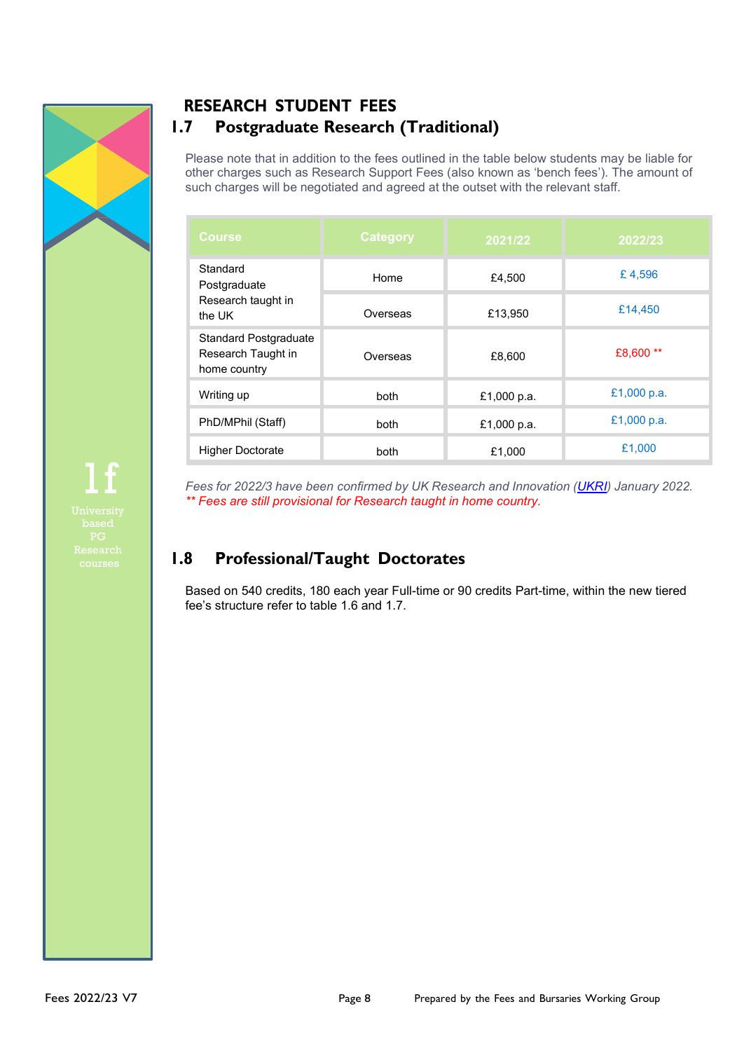## RESEARCH STUDENT FEES

## 1.7 Postgraduate Research (Traditional)

Please note that in addition to the fees outlined in the table below students may be liable for other charges such as Research Support Fees (also known as 'bench fees'). The amount of such charges will be negotiated and agreed at the outset with the relevant staff.

| Course | Category | 2021/22 | 2022/23 |
|---|---|---|---|
| Standard Postgraduate Research taught in the UK | Home | £4,500 | £ 4,596 |
| | Overseas | £13,950 | £14,450 |
| Standard Postgraduate Research Taught in home country | Overseas | £8,600 | £8,600 ** |
| Writing up | both | £1,000 p.a. | £1,000 p.a. |
| PhD/MPhil (Staff) | both | £1,000 p.a. | £1,000 p.a. |
| Higher Doctorate | both | £1,000 | £1,000 |

*Fees for 2022/3 have been confirmed by UK Research and Innovation (UKRI) January 2022.*
*** Fees are still provisional for Research taught in home country.*

## 1.8 Professional/Taught Doctorates

Based on 540 credits, 180 each year Full-time or 90 credits Part-time, within the new tiered fee's structure refer to table 1.6 and 1.7.

1f
University based PG Research courses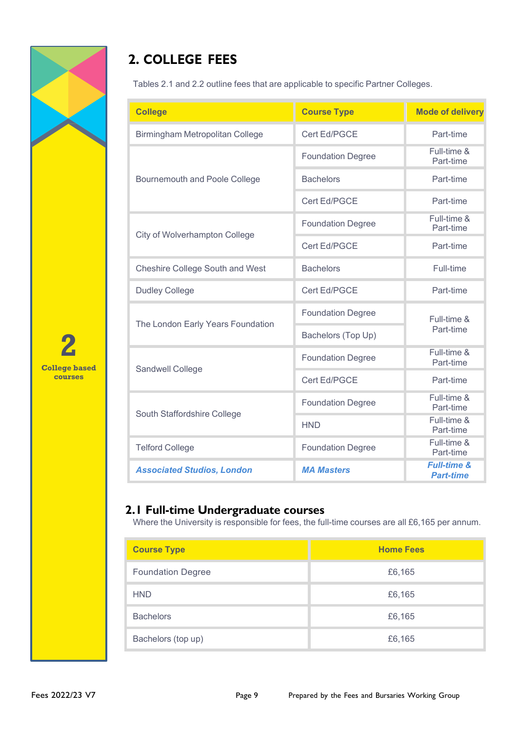## 2. COLLEGE FEES

Tables 2.1 and 2.2 outline fees that are applicable to specific Partner Colleges.

| College | Course Type | Mode of delivery |
|---|---|---|
| Birmingham Metropolitan College | Cert Ed/PGCE | Part-time |
| Bournemouth and Poole College | Foundation Degree | Full-time & Part-time |
| | Bachelors | Part-time |
| | Cert Ed/PGCE | Part-time |
| City of Wolverhampton College | Foundation Degree | Full-time & Part-time |
| | Cert Ed/PGCE | Part-time |
| Cheshire College South and West | Bachelors | Full-time |
| Dudley College | Cert Ed/PGCE | Part-time |
| The London Early Years Foundation | Foundation Degree | Full-time & Part-time |
| | Bachelors (Top Up) | |
| Sandwell College | Foundation Degree | Full-time & Part-time |
| | Cert Ed/PGCE | Part-time |
| South Staffordshire College | Foundation Degree | Full-time & Part-time |
| | HND | Full-time & Part-time |
| Telford College | Foundation Degree | Full-time & Part-time |
| ***Associated Studios, London*** | ***MA Masters*** | ***Full-time & Part-time*** |

### 2.1 Full-time Undergraduate courses

Where the University is responsible for fees, the full-time courses are all £6,165 per annum.

| Course Type | Home Fees |
|---|---|
| Foundation Degree | £6,165 |
| HND | £6,165 |
| Bachelors | £6,165 |
| Bachelors (top up) | £6,165 |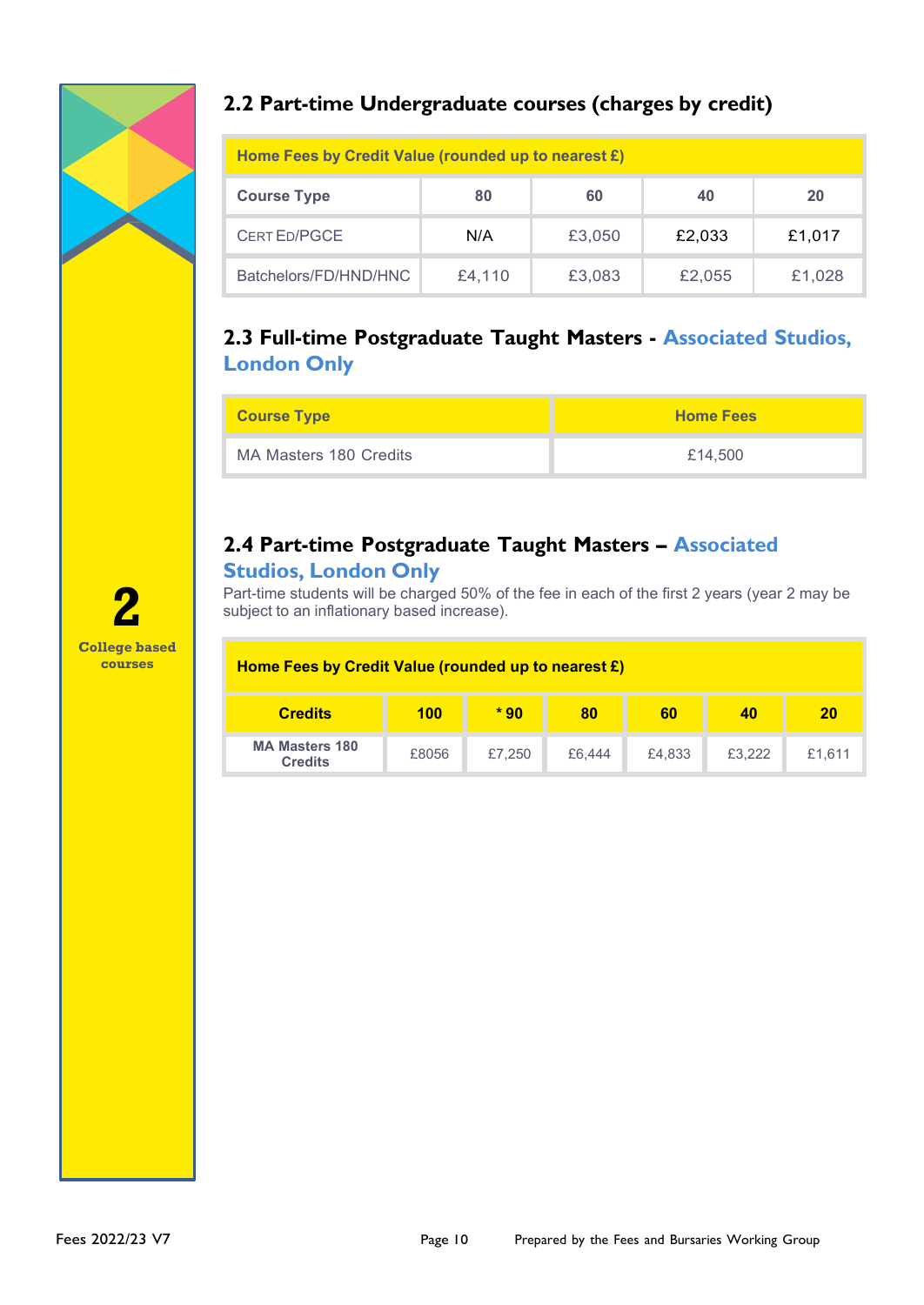## 2.2 Part-time Undergraduate courses (charges by credit)

| Home Fees by Credit Value (rounded up to nearest £) | | | | |
|---|---|---|---|---|
| **Course Type** | **80** | **60** | **40** | **20** |
| CERT ED/PGCE | N/A | £3,050 | £2,033 | £1,017 |
| Batchelors/FD/HND/HNC | £4,110 | £3,083 | £2,055 | £1,028 |

## 2.3 Full-time Postgraduate Taught Masters - Associated Studios, London Only

| Course Type | Home Fees |
|---|---|
| MA Masters 180 Credits | £14,500 |

## 2.4 Part-time Postgraduate Taught Masters – Associated Studios, London Only

Part-time students will be charged 50% of the fee in each of the first 2 years (year 2 may be subject to an inflationary based increase).

| Home Fees by Credit Value (rounded up to nearest £) | | | | | | |
|---|---|---|---|---|---|---|
| **Credits** | **100** | *** 90** | **80** | **60** | **40** | **20** |
| **MA Masters 180 Credits** | £8056 | £7,250 | £6,444 | £4,833 | £3,222 | £1,611 |

**2**
**College based courses**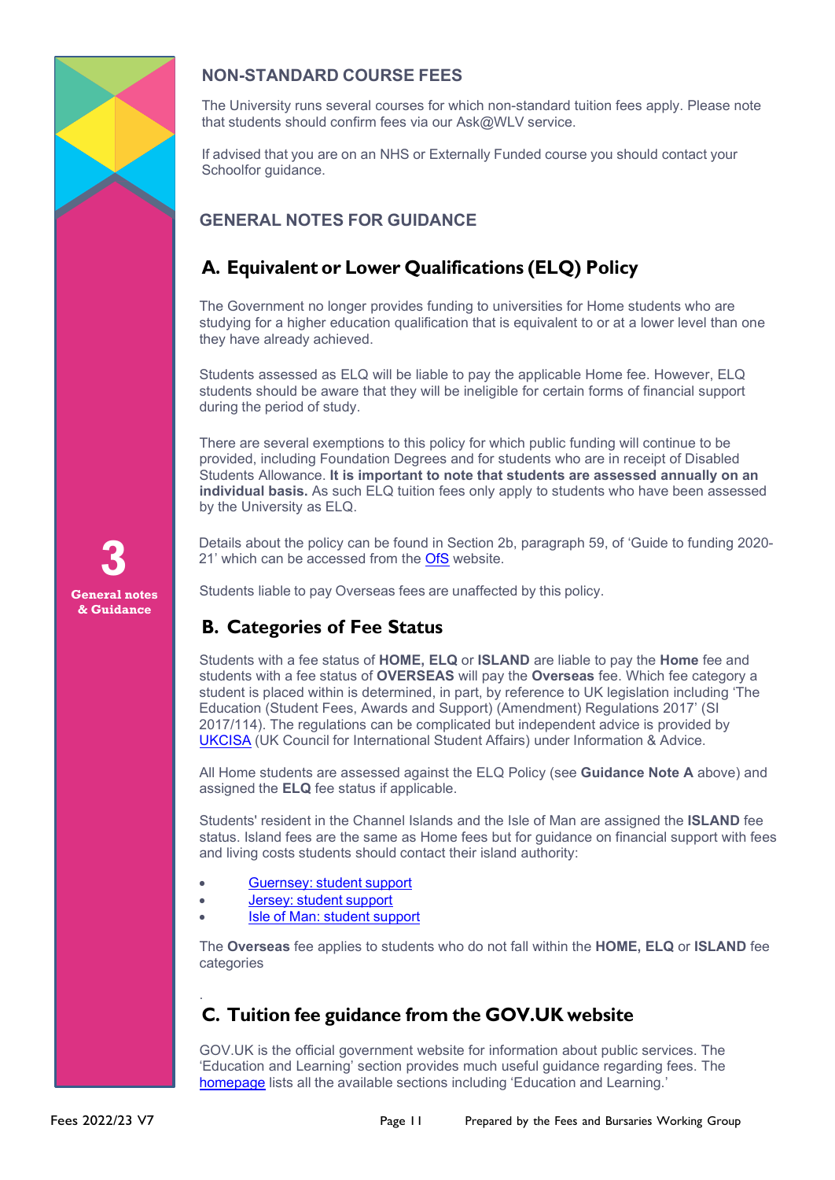## NON-STANDARD COURSE FEES

The University runs several courses for which non-standard tuition fees apply. Please note that students should confirm fees via our Ask@WLV service.

If advised that you are on an NHS or Externally Funded course you should contact your Schoolfor guidance.

## GENERAL NOTES FOR GUIDANCE

### A. Equivalent or Lower Qualifications (ELQ) Policy

The Government no longer provides funding to universities for Home students who are studying for a higher education qualification that is equivalent to or at a lower level than one they have already achieved.

Students assessed as ELQ will be liable to pay the applicable Home fee. However, ELQ students should be aware that they will be ineligible for certain forms of financial support during the period of study.

There are several exemptions to this policy for which public funding will continue to be provided, including Foundation Degrees and for students who are in receipt of Disabled Students Allowance. **It is important to note that students are assessed annually on an individual basis.** As such ELQ tuition fees only apply to students who have been assessed by the University as ELQ.

Details about the policy can be found in Section 2b, paragraph 59, of 'Guide to funding 2020-21' which can be accessed from the OfS website.

Students liable to pay Overseas fees are unaffected by this policy.

### B. Categories of Fee Status

Students with a fee status of **HOME, ELQ** or **ISLAND** are liable to pay the **Home** fee and students with a fee status of **OVERSEAS** will pay the **Overseas** fee. Which fee category a student is placed within is determined, in part, by reference to UK legislation including 'The Education (Student Fees, Awards and Support) (Amendment) Regulations 2017' (SI 2017/114). The regulations can be complicated but independent advice is provided by UKCISA (UK Council for International Student Affairs) under Information & Advice.

All Home students are assessed against the ELQ Policy (see **Guidance Note A** above) and assigned the **ELQ** fee status if applicable.

Students' resident in the Channel Islands and the Isle of Man are assigned the **ISLAND** fee status. Island fees are the same as Home fees but for guidance on financial support with fees and living costs students should contact their island authority:

- Guernsey: student support
- Jersey: student support
- Isle of Man: student support

The **Overseas** fee applies to students who do not fall within the **HOME, ELQ** or **ISLAND** fee categories

### C. Tuition fee guidance from the GOV.UK website

GOV.UK is the official government website for information about public services. The 'Education and Learning' section provides much useful guidance regarding fees. The homepage lists all the available sections including 'Education and Learning.'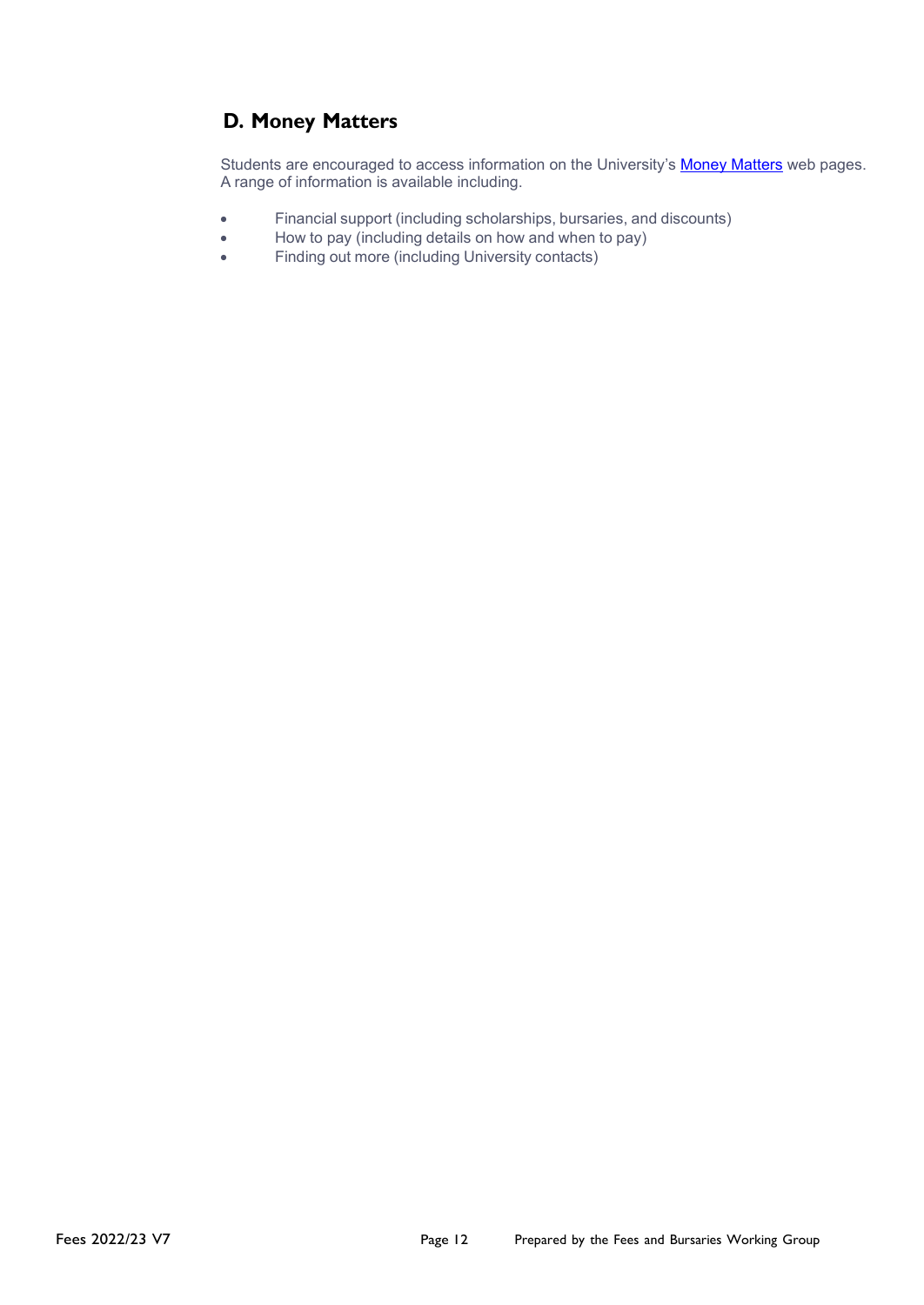## D. Money Matters

Students are encouraged to access information on the University's Money Matters web pages. A range of information is available including.

- Financial support (including scholarships, bursaries, and discounts)
- How to pay (including details on how and when to pay)
- Finding out more (including University contacts)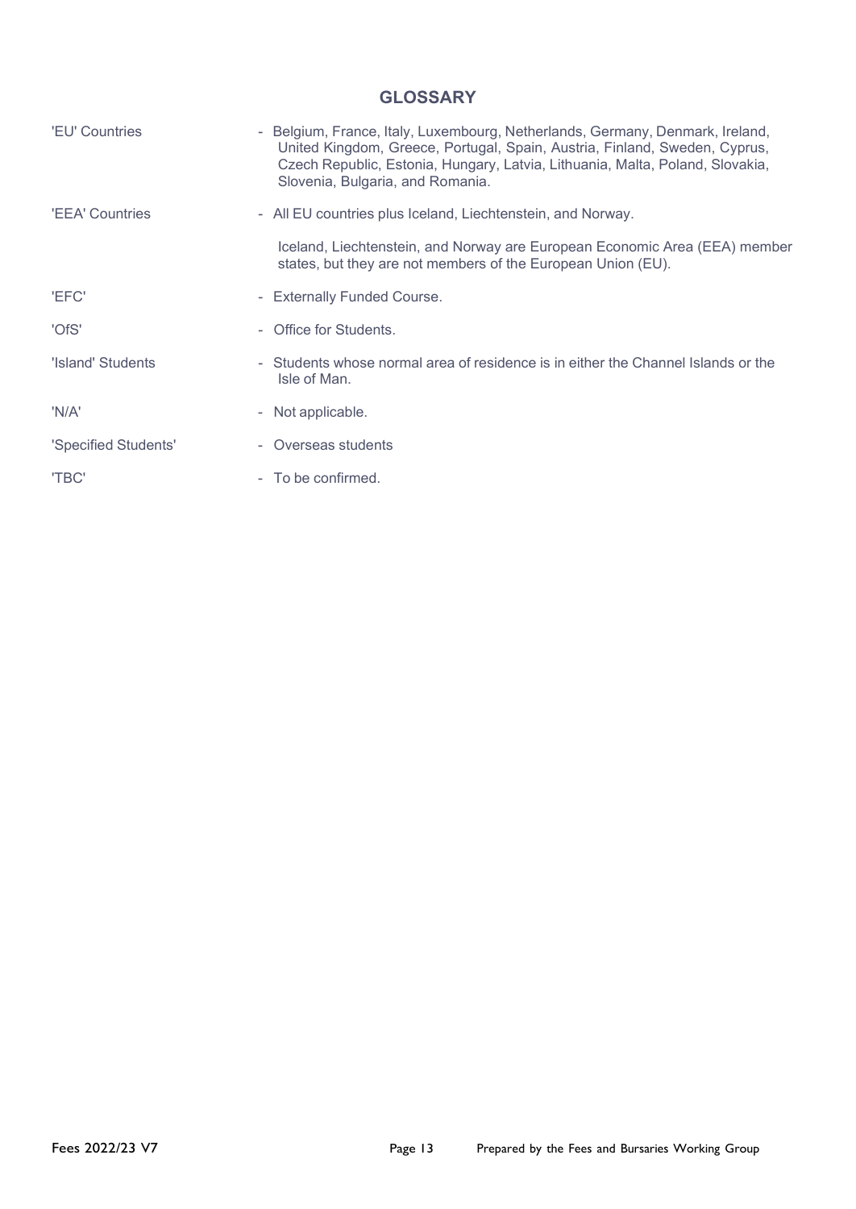## GLOSSARY

| | |
|---|---|
| 'EU' Countries | - Belgium, France, Italy, Luxembourg, Netherlands, Germany, Denmark, Ireland, United Kingdom, Greece, Portugal, Spain, Austria, Finland, Sweden, Cyprus, Czech Republic, Estonia, Hungary, Latvia, Lithuania, Malta, Poland, Slovakia, Slovenia, Bulgaria, and Romania. |
| 'EEA' Countries | - All EU countries plus Iceland, Liechtenstein, and Norway.<br><br>Iceland, Liechtenstein, and Norway are European Economic Area (EEA) member states, but they are not members of the European Union (EU). |
| 'EFC' | - Externally Funded Course. |
| 'OfS' | - Office for Students. |
| 'Island' Students | - Students whose normal area of residence is in either the Channel Islands or the Isle of Man. |
| 'N/A' | - Not applicable. |
| 'Specified Students' | - Overseas students |
| 'TBC' | - To be confirmed. |